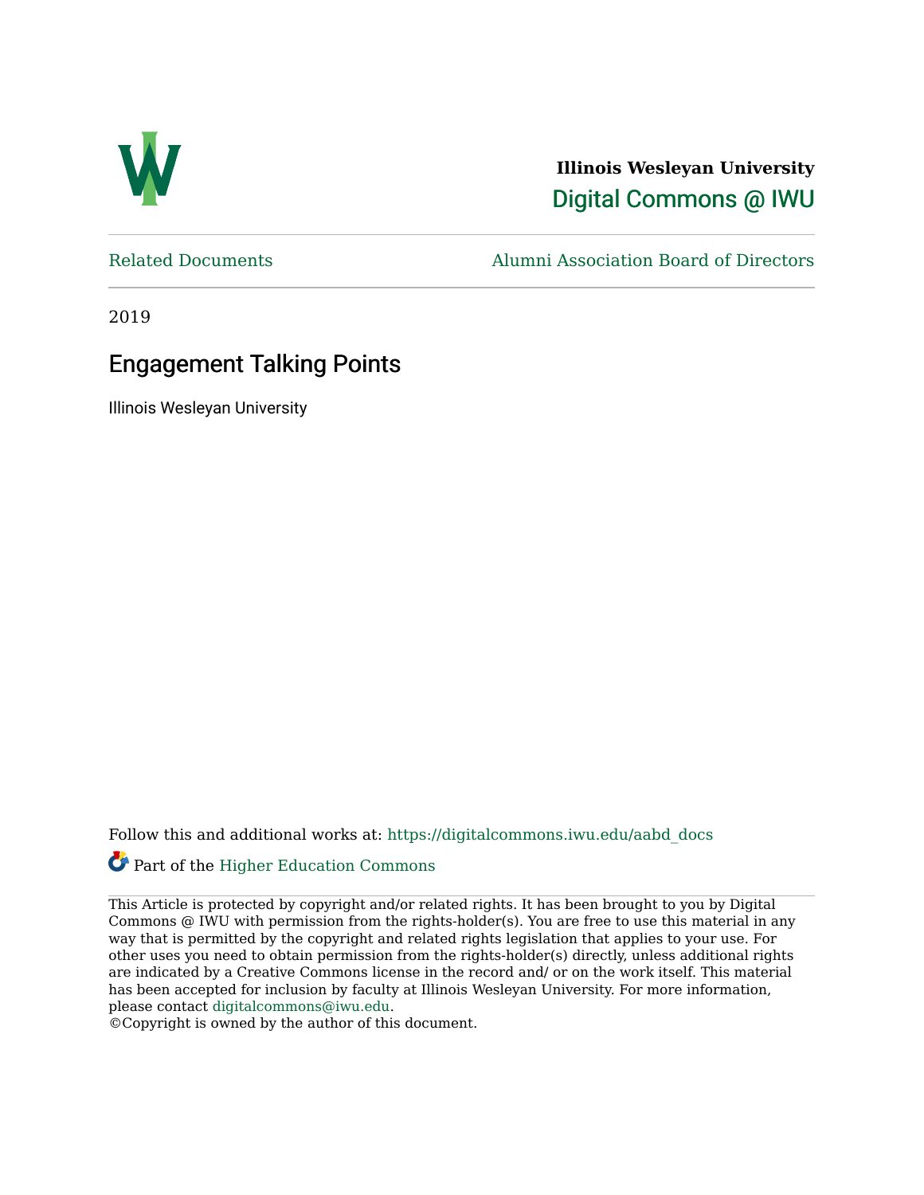**Illinois Wesleyan University**

Digital Commons @ IWU

Related Documents | Alumni Association Board of Directors

2019

# Engagement Talking Points

Illinois Wesleyan University

Follow this and additional works at: https://digitalcommons.iwu.edu/aabd_docs

Part of the Higher Education Commons

This Article is protected by copyright and/or related rights. It has been brought to you by Digital Commons @ IWU with permission from the rights-holder(s). You are free to use this material in any way that is permitted by the copyright and related rights legislation that applies to your use. For other uses you need to obtain permission from the rights-holder(s) directly, unless additional rights are indicated by a Creative Commons license in the record and/ or on the work itself. This material has been accepted for inclusion by faculty at Illinois Wesleyan University. For more information, please contact digitalcommons@iwu.edu.

©Copyright is owned by the author of this document.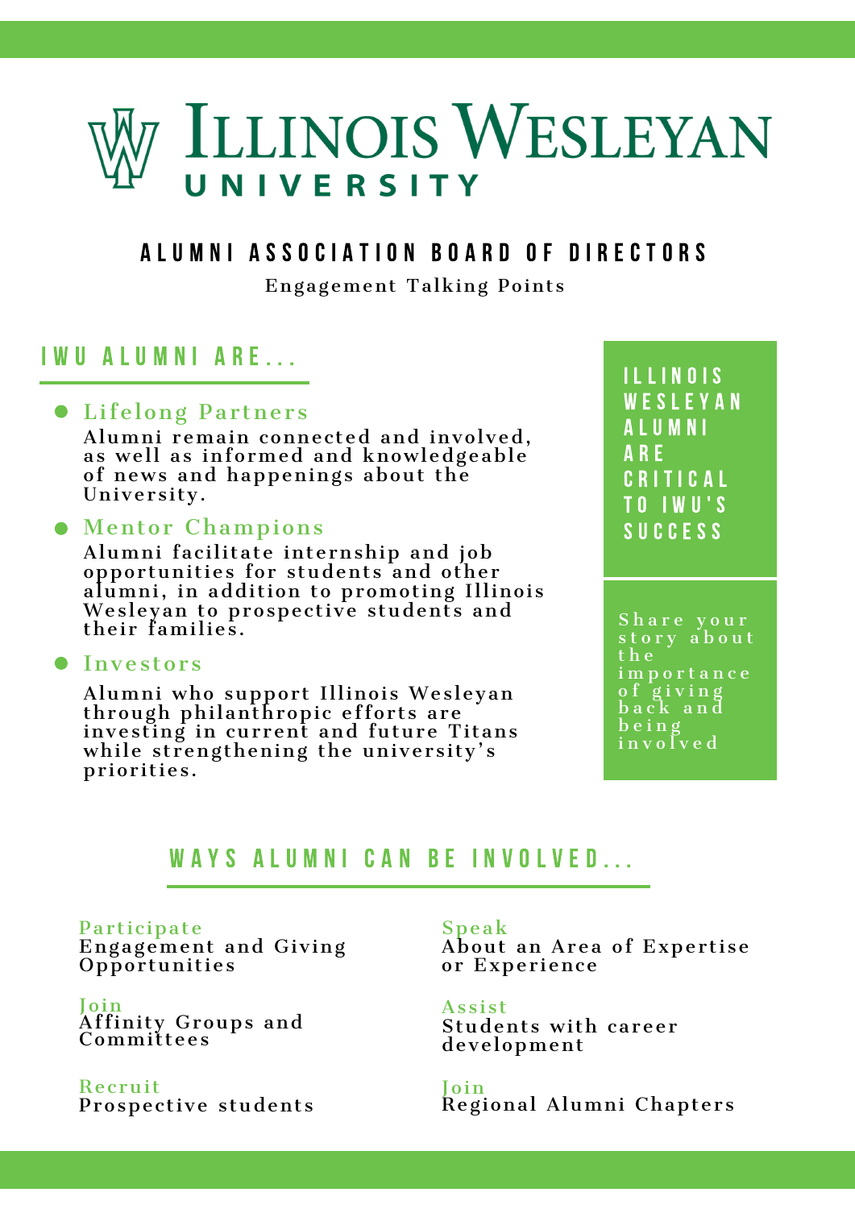# Illinois Wesleyan University

## ALUMNI ASSOCIATION BOARD OF DIRECTORS

Engagement Talking Points

### IWU ALUMNI ARE...

- **Lifelong Partners**
  Alumni remain connected and involved, as well as informed and knowledgeable of news and happenings about the University.
- **Mentor Champions**
  Alumni facilitate internship and job opportunities for students and other alumni, in addition to promoting Illinois Wesleyan to prospective students and their families.
- **Investors**
  Alumni who support Illinois Wesleyan through philanthropic efforts are investing in current and future Titans while strengthening the university's priorities.

**ILLINOIS WESLEYAN ALUMNI ARE CRITICAL TO IWU'S SUCCESS**

Share your story about the importance of giving back and being involved

### WAYS ALUMNI CAN BE INVOLVED...

**Participate**
Engagement and Giving Opportunities

**Join**
Affinity Groups and Committees

**Recruit**
Prospective students

**Speak**
About an Area of Expertise or Experience

**Assist**
Students with career development

**Join**
Regional Alumni Chapters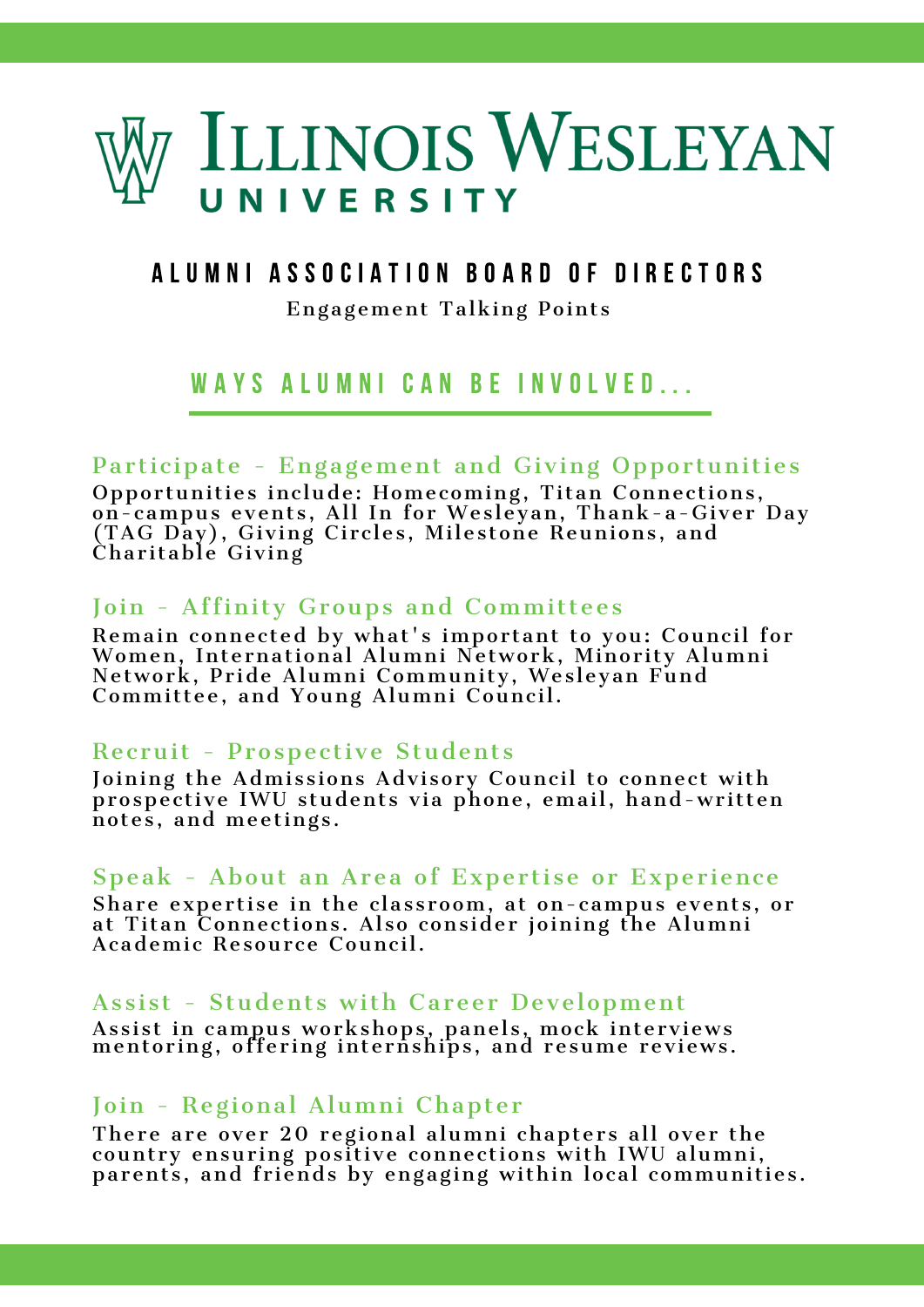# Illinois Wesleyan University

## ALUMNI ASSOCIATION BOARD OF DIRECTORS

Engagement Talking Points

## WAYS ALUMNI CAN BE INVOLVED...

### Participate - Engagement and Giving Opportunities

**Opportunities include: Homecoming, Titan Connections, on-campus events, All In for Wesleyan, Thank-a-Giver Day (TAG Day), Giving Circles, Milestone Reunions, and Charitable Giving**

### Join - Affinity Groups and Committees

**Remain connected by what's important to you: Council for Women, International Alumni Network, Minority Alumni Network, Pride Alumni Community, Wesleyan Fund Committee, and Young Alumni Council.**

### Recruit - Prospective Students

**Joining the Admissions Advisory Council to connect with prospective IWU students via phone, email, hand-written notes, and meetings.**

### Speak - About an Area of Expertise or Experience

**Share expertise in the classroom, at on-campus events, or at Titan Connections. Also consider joining the Alumni Academic Resource Council.**

### Assist - Students with Career Development

**Assist in campus workshops, panels, mock interviews mentoring, offering internships, and resume reviews.**

### Join - Regional Alumni Chapter

**There are over 20 regional alumni chapters all over the country ensuring positive connections with IWU alumni, parents, and friends by engaging within local communities.**